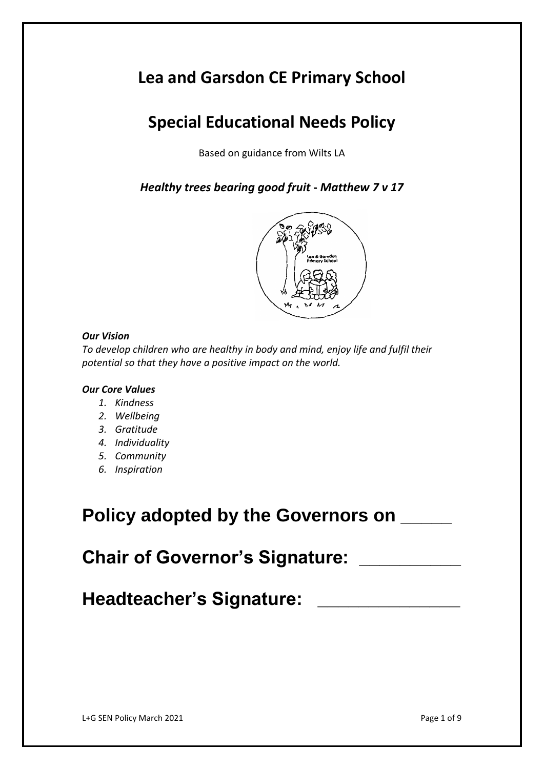# Lea and Garsdon CE Primary School

## Special Educational Needs Policy

Based on guidance from Wilts LA

***Healthy trees bearing good fruit - Matthew 7 v 17***

***Our Vision***

*To develop children who are healthy in body and mind, enjoy life and fulfil their potential so that they have a positive impact on the world.*

***Our Core Values***

1. *Kindness*
2. *Wellbeing*
3. *Gratitude*
4. *Individuality*
5. *Community*
6. *Inspiration*

**Policy adopted by the Governors on _____**

**Chair of Governor's Signature: __________**

**Headteacher's Signature: _______________**

L+G SEN Policy March 2021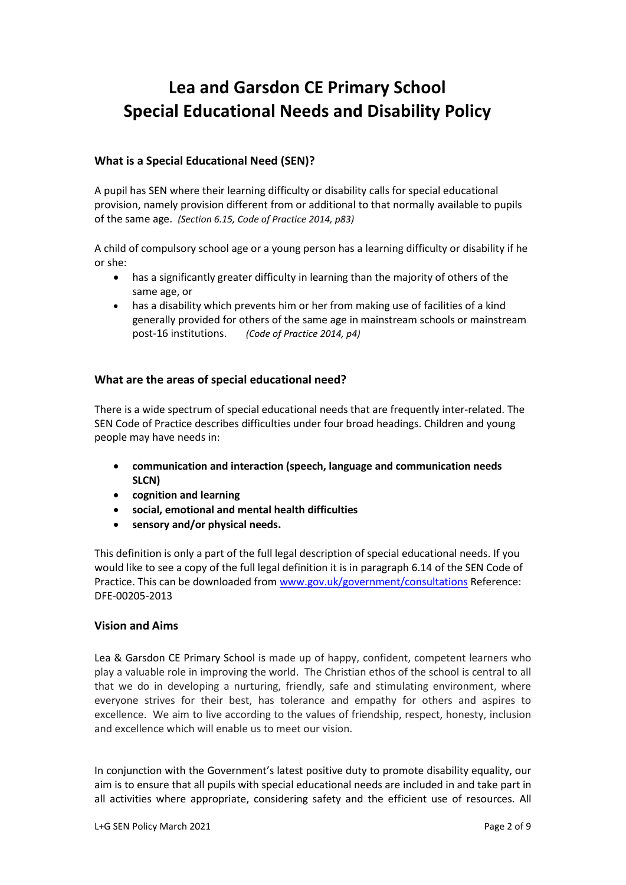# Lea and Garsdon CE Primary School
# Special Educational Needs and Disability Policy

### What is a Special Educational Need (SEN)?

A pupil has SEN where their learning difficulty or disability calls for special educational provision, namely provision different from or additional to that normally available to pupils of the same age. *(Section 6.15, Code of Practice 2014, p83)*

A child of compulsory school age or a young person has a learning difficulty or disability if he or she:

- has a significantly greater difficulty in learning than the majority of others of the same age, or
- has a disability which prevents him or her from making use of facilities of a kind generally provided for others of the same age in mainstream schools or mainstream post-16 institutions. *(Code of Practice 2014, p4)*

### What are the areas of special educational need?

There is a wide spectrum of special educational needs that are frequently inter-related. The SEN Code of Practice describes difficulties under four broad headings. Children and young people may have needs in:

- **communication and interaction (speech, language and communication needs SLCN)**
- **cognition and learning**
- **social, emotional and mental health difficulties**
- **sensory and/or physical needs.**

This definition is only a part of the full legal description of special educational needs. If you would like to see a copy of the full legal definition it is in paragraph 6.14 of the SEN Code of Practice. This can be downloaded from [www.gov.uk/government/consultations](www.gov.uk/government/consultations) Reference: DFE-00205-2013

### Vision and Aims

Lea & Garsdon CE Primary School is made up of happy, confident, competent learners who play a valuable role in improving the world. The Christian ethos of the school is central to all that we do in developing a nurturing, friendly, safe and stimulating environment, where everyone strives for their best, has tolerance and empathy for others and aspires to excellence. We aim to live according to the values of friendship, respect, honesty, inclusion and excellence which will enable us to meet our vision.

In conjunction with the Government's latest positive duty to promote disability equality, our aim is to ensure that all pupils with special educational needs are included in and take part in all activities where appropriate, considering safety and the efficient use of resources. All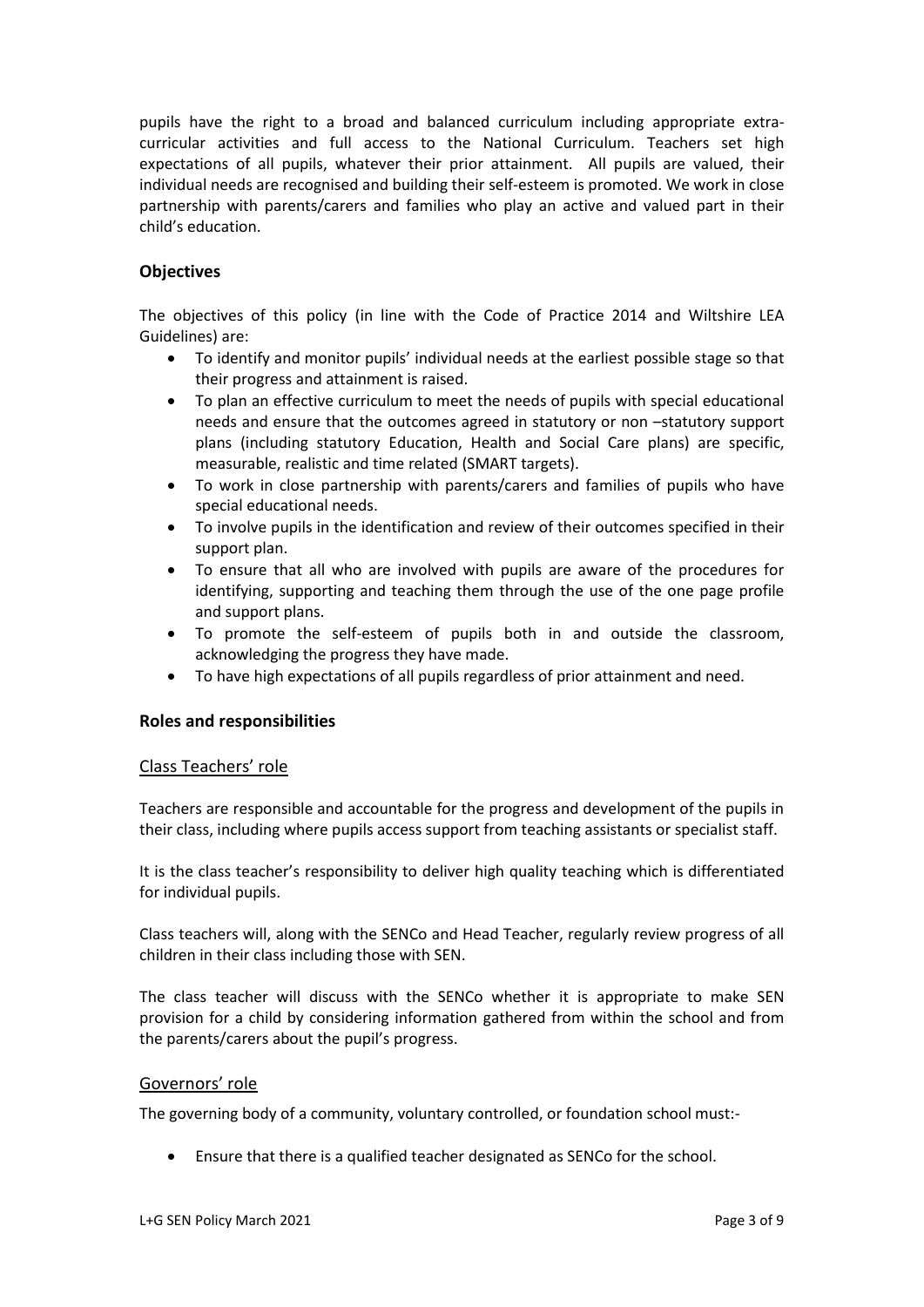pupils have the right to a broad and balanced curriculum including appropriate extra-curricular activities and full access to the National Curriculum. Teachers set high expectations of all pupils, whatever their prior attainment. All pupils are valued, their individual needs are recognised and building their self-esteem is promoted. We work in close partnership with parents/carers and families who play an active and valued part in their child's education.

## Objectives

The objectives of this policy (in line with the Code of Practice 2014 and Wiltshire LEA Guidelines) are:

- To identify and monitor pupils' individual needs at the earliest possible stage so that their progress and attainment is raised.
- To plan an effective curriculum to meet the needs of pupils with special educational needs and ensure that the outcomes agreed in statutory or non –statutory support plans (including statutory Education, Health and Social Care plans) are specific, measurable, realistic and time related (SMART targets).
- To work in close partnership with parents/carers and families of pupils who have special educational needs.
- To involve pupils in the identification and review of their outcomes specified in their support plan.
- To ensure that all who are involved with pupils are aware of the procedures for identifying, supporting and teaching them through the use of the one page profile and support plans.
- To promote the self-esteem of pupils both in and outside the classroom, acknowledging the progress they have made.
- To have high expectations of all pupils regardless of prior attainment and need.

## Roles and responsibilities

### Class Teachers' role

Teachers are responsible and accountable for the progress and development of the pupils in their class, including where pupils access support from teaching assistants or specialist staff.

It is the class teacher's responsibility to deliver high quality teaching which is differentiated for individual pupils.

Class teachers will, along with the SENCo and Head Teacher, regularly review progress of all children in their class including those with SEN.

The class teacher will discuss with the SENCo whether it is appropriate to make SEN provision for a child by considering information gathered from within the school and from the parents/carers about the pupil's progress.

### Governors' role

The governing body of a community, voluntary controlled, or foundation school must:-

- Ensure that there is a qualified teacher designated as SENCo for the school.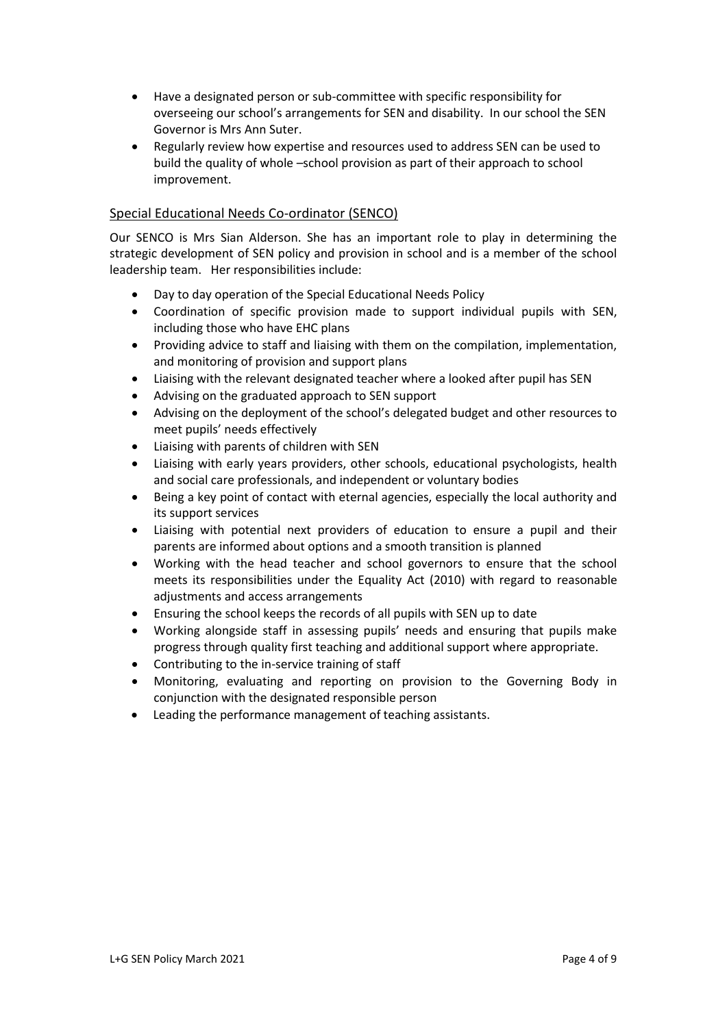- Have a designated person or sub-committee with specific responsibility for overseeing our school's arrangements for SEN and disability. In our school the SEN Governor is Mrs Ann Suter.
- Regularly review how expertise and resources used to address SEN can be used to build the quality of whole –school provision as part of their approach to school improvement.

## Special Educational Needs Co-ordinator (SENCO)

Our SENCO is Mrs Sian Alderson. She has an important role to play in determining the strategic development of SEN policy and provision in school and is a member of the school leadership team. Her responsibilities include:

- Day to day operation of the Special Educational Needs Policy
- Coordination of specific provision made to support individual pupils with SEN, including those who have EHC plans
- Providing advice to staff and liaising with them on the compilation, implementation, and monitoring of provision and support plans
- Liaising with the relevant designated teacher where a looked after pupil has SEN
- Advising on the graduated approach to SEN support
- Advising on the deployment of the school's delegated budget and other resources to meet pupils' needs effectively
- Liaising with parents of children with SEN
- Liaising with early years providers, other schools, educational psychologists, health and social care professionals, and independent or voluntary bodies
- Being a key point of contact with eternal agencies, especially the local authority and its support services
- Liaising with potential next providers of education to ensure a pupil and their parents are informed about options and a smooth transition is planned
- Working with the head teacher and school governors to ensure that the school meets its responsibilities under the Equality Act (2010) with regard to reasonable adjustments and access arrangements
- Ensuring the school keeps the records of all pupils with SEN up to date
- Working alongside staff in assessing pupils' needs and ensuring that pupils make progress through quality first teaching and additional support where appropriate.
- Contributing to the in-service training of staff
- Monitoring, evaluating and reporting on provision to the Governing Body in conjunction with the designated responsible person
- Leading the performance management of teaching assistants.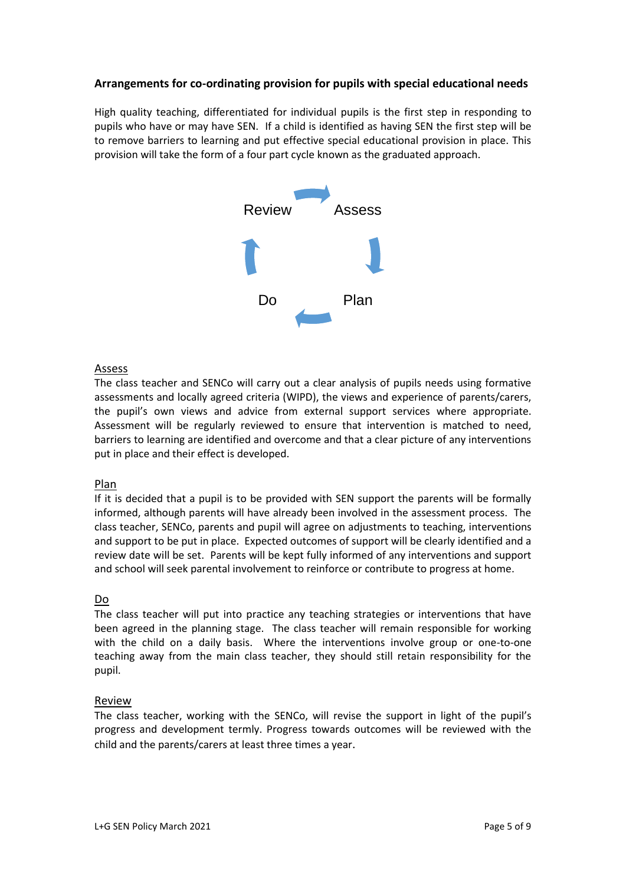### Arrangements for co-ordinating provision for pupils with special educational needs

High quality teaching, differentiated for individual pupils is the first step in responding to pupils who have or may have SEN. If a child is identified as having SEN the first step will be to remove barriers to learning and put effective special educational provision in place. This provision will take the form of a four part cycle known as the graduated approach.

Review → Assess → Plan → Do → Review

Assess

The class teacher and SENCo will carry out a clear analysis of pupils needs using formative assessments and locally agreed criteria (WIPD), the views and experience of parents/carers, the pupil's own views and advice from external support services where appropriate. Assessment will be regularly reviewed to ensure that intervention is matched to need, barriers to learning are identified and overcome and that a clear picture of any interventions put in place and their effect is developed.

Plan

If it is decided that a pupil is to be provided with SEN support the parents will be formally informed, although parents will have already been involved in the assessment process. The class teacher, SENCo, parents and pupil will agree on adjustments to teaching, interventions and support to be put in place. Expected outcomes of support will be clearly identified and a review date will be set. Parents will be kept fully informed of any interventions and support and school will seek parental involvement to reinforce or contribute to progress at home.

Do

The class teacher will put into practice any teaching strategies or interventions that have been agreed in the planning stage. The class teacher will remain responsible for working with the child on a daily basis. Where the interventions involve group or one-to-one teaching away from the main class teacher, they should still retain responsibility for the pupil.

Review

The class teacher, working with the SENCo, will revise the support in light of the pupil's progress and development termly. Progress towards outcomes will be reviewed with the child and the parents/carers at least three times a year.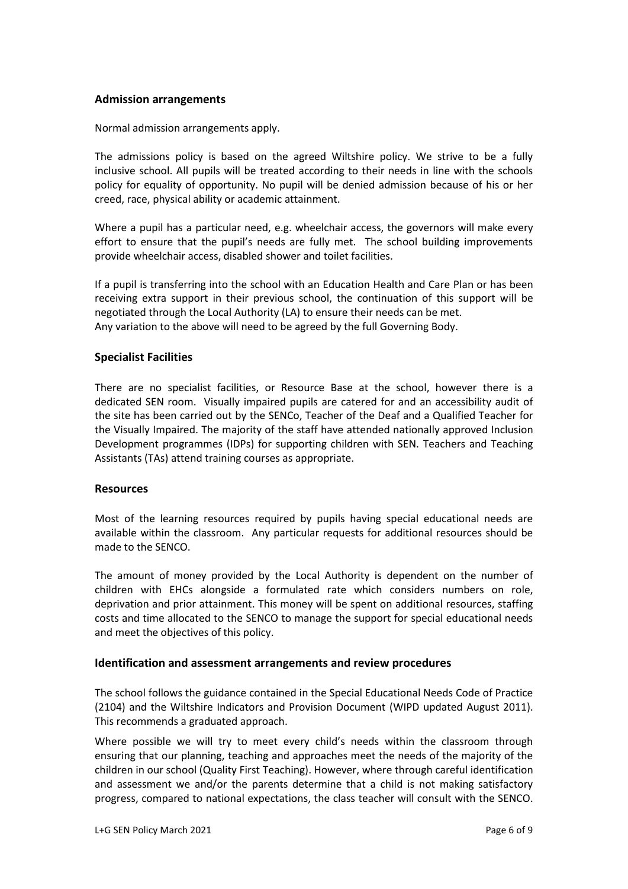## Admission arrangements

Normal admission arrangements apply.

The admissions policy is based on the agreed Wiltshire policy. We strive to be a fully inclusive school. All pupils will be treated according to their needs in line with the schools policy for equality of opportunity. No pupil will be denied admission because of his or her creed, race, physical ability or academic attainment.

Where a pupil has a particular need, e.g. wheelchair access, the governors will make every effort to ensure that the pupil's needs are fully met. The school building improvements provide wheelchair access, disabled shower and toilet facilities.

If a pupil is transferring into the school with an Education Health and Care Plan or has been receiving extra support in their previous school, the continuation of this support will be negotiated through the Local Authority (LA) to ensure their needs can be met.
Any variation to the above will need to be agreed by the full Governing Body.

## Specialist Facilities

There are no specialist facilities, or Resource Base at the school, however there is a dedicated SEN room. Visually impaired pupils are catered for and an accessibility audit of the site has been carried out by the SENCo, Teacher of the Deaf and a Qualified Teacher for the Visually Impaired. The majority of the staff have attended nationally approved Inclusion Development programmes (IDPs) for supporting children with SEN. Teachers and Teaching Assistants (TAs) attend training courses as appropriate.

## Resources

Most of the learning resources required by pupils having special educational needs are available within the classroom. Any particular requests for additional resources should be made to the SENCO.

The amount of money provided by the Local Authority is dependent on the number of children with EHCs alongside a formulated rate which considers numbers on role, deprivation and prior attainment. This money will be spent on additional resources, staffing costs and time allocated to the SENCO to manage the support for special educational needs and meet the objectives of this policy.

## Identification and assessment arrangements and review procedures

The school follows the guidance contained in the Special Educational Needs Code of Practice (2104) and the Wiltshire Indicators and Provision Document (WIPD updated August 2011). This recommends a graduated approach.

Where possible we will try to meet every child's needs within the classroom through ensuring that our planning, teaching and approaches meet the needs of the majority of the children in our school (Quality First Teaching). However, where through careful identification and assessment we and/or the parents determine that a child is not making satisfactory progress, compared to national expectations, the class teacher will consult with the SENCO.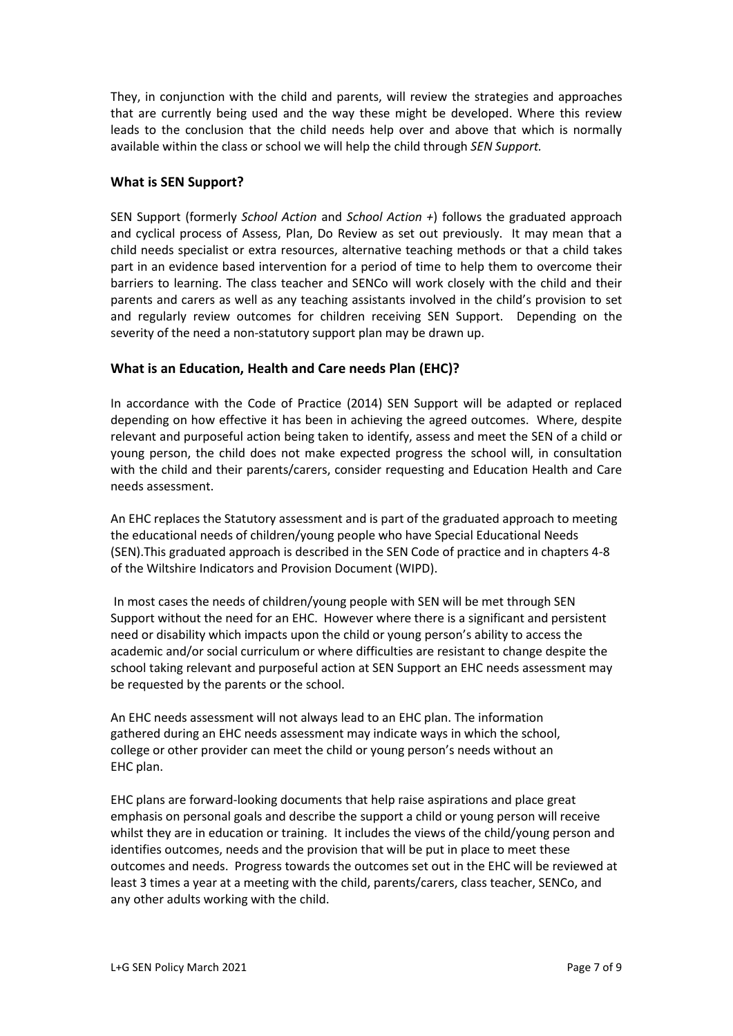They, in conjunction with the child and parents, will review the strategies and approaches that are currently being used and the way these might be developed. Where this review leads to the conclusion that the child needs help over and above that which is normally available within the class or school we will help the child through *SEN Support.*

### What is SEN Support?

SEN Support (formerly *School Action* and *School Action +*) follows the graduated approach and cyclical process of Assess, Plan, Do Review as set out previously. It may mean that a child needs specialist or extra resources, alternative teaching methods or that a child takes part in an evidence based intervention for a period of time to help them to overcome their barriers to learning. The class teacher and SENCo will work closely with the child and their parents and carers as well as any teaching assistants involved in the child's provision to set and regularly review outcomes for children receiving SEN Support. Depending on the severity of the need a non-statutory support plan may be drawn up.

### What is an Education, Health and Care needs Plan (EHC)?

In accordance with the Code of Practice (2014) SEN Support will be adapted or replaced depending on how effective it has been in achieving the agreed outcomes. Where, despite relevant and purposeful action being taken to identify, assess and meet the SEN of a child or young person, the child does not make expected progress the school will, in consultation with the child and their parents/carers, consider requesting and Education Health and Care needs assessment.

An EHC replaces the Statutory assessment and is part of the graduated approach to meeting the educational needs of children/young people who have Special Educational Needs (SEN).This graduated approach is described in the SEN Code of practice and in chapters 4-8 of the Wiltshire Indicators and Provision Document (WIPD).

In most cases the needs of children/young people with SEN will be met through SEN Support without the need for an EHC. However where there is a significant and persistent need or disability which impacts upon the child or young person's ability to access the academic and/or social curriculum or where difficulties are resistant to change despite the school taking relevant and purposeful action at SEN Support an EHC needs assessment may be requested by the parents or the school.

An EHC needs assessment will not always lead to an EHC plan. The information gathered during an EHC needs assessment may indicate ways in which the school, college or other provider can meet the child or young person's needs without an EHC plan.

EHC plans are forward-looking documents that help raise aspirations and place great emphasis on personal goals and describe the support a child or young person will receive whilst they are in education or training. It includes the views of the child/young person and identifies outcomes, needs and the provision that will be put in place to meet these outcomes and needs. Progress towards the outcomes set out in the EHC will be reviewed at least 3 times a year at a meeting with the child, parents/carers, class teacher, SENCo, and any other adults working with the child.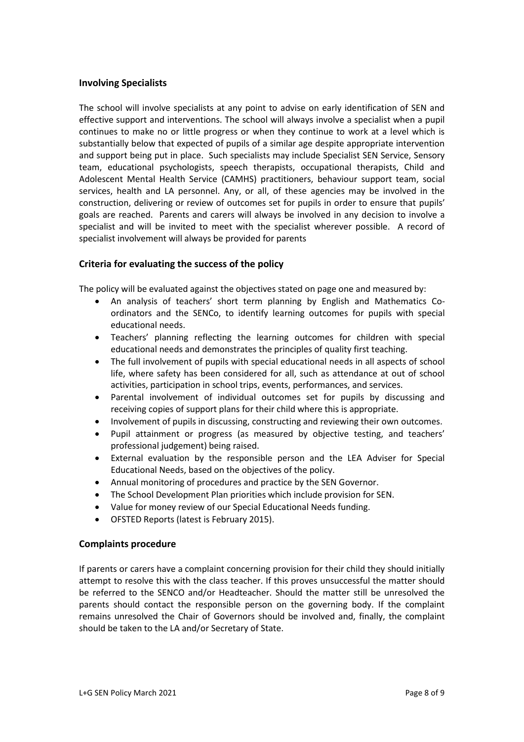## Involving Specialists

The school will involve specialists at any point to advise on early identification of SEN and effective support and interventions. The school will always involve a specialist when a pupil continues to make no or little progress or when they continue to work at a level which is substantially below that expected of pupils of a similar age despite appropriate intervention and support being put in place. Such specialists may include Specialist SEN Service, Sensory team, educational psychologists, speech therapists, occupational therapists, Child and Adolescent Mental Health Service (CAMHS) practitioners, behaviour support team, social services, health and LA personnel. Any, or all, of these agencies may be involved in the construction, delivering or review of outcomes set for pupils in order to ensure that pupils' goals are reached. Parents and carers will always be involved in any decision to involve a specialist and will be invited to meet with the specialist wherever possible. A record of specialist involvement will always be provided for parents

## Criteria for evaluating the success of the policy

The policy will be evaluated against the objectives stated on page one and measured by:

- An analysis of teachers' short term planning by English and Mathematics Co-ordinators and the SENCo, to identify learning outcomes for pupils with special educational needs.
- Teachers' planning reflecting the learning outcomes for children with special educational needs and demonstrates the principles of quality first teaching.
- The full involvement of pupils with special educational needs in all aspects of school life, where safety has been considered for all, such as attendance at out of school activities, participation in school trips, events, performances, and services.
- Parental involvement of individual outcomes set for pupils by discussing and receiving copies of support plans for their child where this is appropriate.
- Involvement of pupils in discussing, constructing and reviewing their own outcomes.
- Pupil attainment or progress (as measured by objective testing, and teachers' professional judgement) being raised.
- External evaluation by the responsible person and the LEA Adviser for Special Educational Needs, based on the objectives of the policy.
- Annual monitoring of procedures and practice by the SEN Governor.
- The School Development Plan priorities which include provision for SEN.
- Value for money review of our Special Educational Needs funding.
- OFSTED Reports (latest is February 2015).

## Complaints procedure

If parents or carers have a complaint concerning provision for their child they should initially attempt to resolve this with the class teacher. If this proves unsuccessful the matter should be referred to the SENCO and/or Headteacher. Should the matter still be unresolved the parents should contact the responsible person on the governing body. If the complaint remains unresolved the Chair of Governors should be involved and, finally, the complaint should be taken to the LA and/or Secretary of State.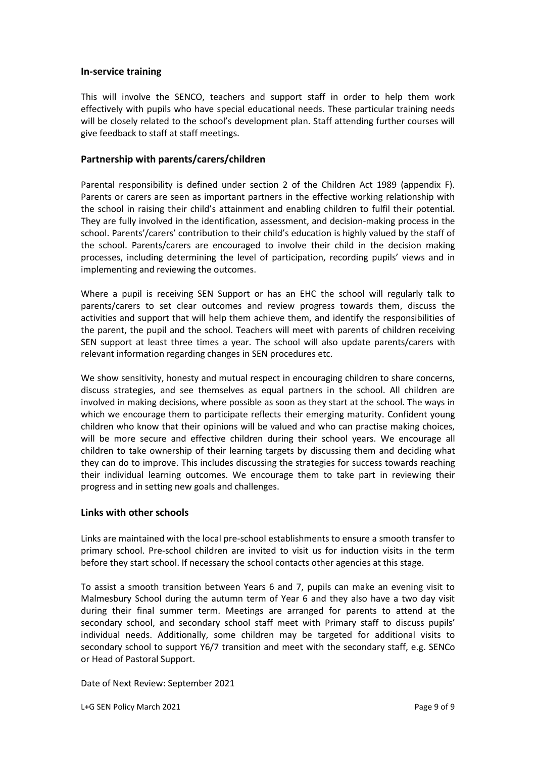### In-service training

This will involve the SENCO, teachers and support staff in order to help them work effectively with pupils who have special educational needs. These particular training needs will be closely related to the school's development plan. Staff attending further courses will give feedback to staff at staff meetings.

### Partnership with parents/carers/children

Parental responsibility is defined under section 2 of the Children Act 1989 (appendix F). Parents or carers are seen as important partners in the effective working relationship with the school in raising their child's attainment and enabling children to fulfil their potential. They are fully involved in the identification, assessment, and decision-making process in the school. Parents'/carers' contribution to their child's education is highly valued by the staff of the school. Parents/carers are encouraged to involve their child in the decision making processes, including determining the level of participation, recording pupils' views and in implementing and reviewing the outcomes.

Where a pupil is receiving SEN Support or has an EHC the school will regularly talk to parents/carers to set clear outcomes and review progress towards them, discuss the activities and support that will help them achieve them, and identify the responsibilities of the parent, the pupil and the school. Teachers will meet with parents of children receiving SEN support at least three times a year. The school will also update parents/carers with relevant information regarding changes in SEN procedures etc.

We show sensitivity, honesty and mutual respect in encouraging children to share concerns, discuss strategies, and see themselves as equal partners in the school. All children are involved in making decisions, where possible as soon as they start at the school. The ways in which we encourage them to participate reflects their emerging maturity. Confident young children who know that their opinions will be valued and who can practise making choices, will be more secure and effective children during their school years. We encourage all children to take ownership of their learning targets by discussing them and deciding what they can do to improve. This includes discussing the strategies for success towards reaching their individual learning outcomes. We encourage them to take part in reviewing their progress and in setting new goals and challenges.

### Links with other schools

Links are maintained with the local pre-school establishments to ensure a smooth transfer to primary school. Pre-school children are invited to visit us for induction visits in the term before they start school. If necessary the school contacts other agencies at this stage.

To assist a smooth transition between Years 6 and 7, pupils can make an evening visit to Malmesbury School during the autumn term of Year 6 and they also have a two day visit during their final summer term. Meetings are arranged for parents to attend at the secondary school, and secondary school staff meet with Primary staff to discuss pupils' individual needs. Additionally, some children may be targeted for additional visits to secondary school to support Y6/7 transition and meet with the secondary staff, e.g. SENCo or Head of Pastoral Support.

Date of Next Review: September 2021